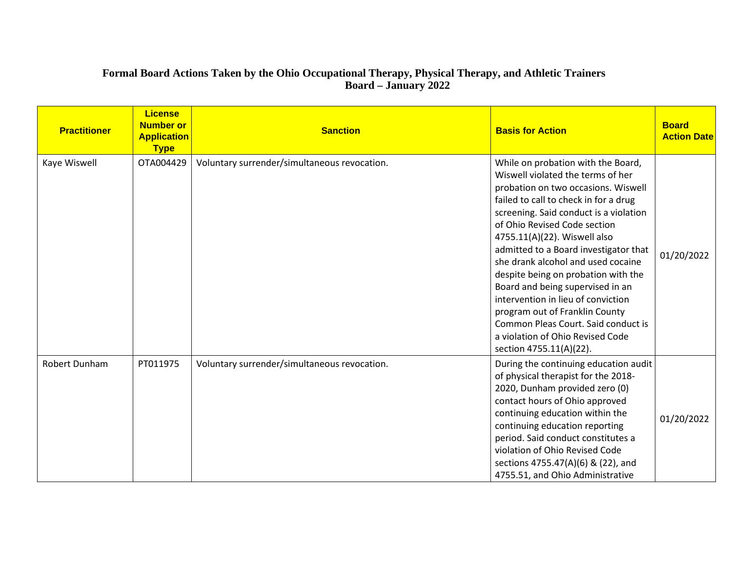# Formal Board Actions Taken by the Ohio Occupational Therapy, Physical Therapy, and Athletic Trainers Board – January 2022

| Practitioner | License Number or Application Type | Sanction | Basis for Action | Board Action Date |
|---|---|---|---|---|
| Kaye Wiswell | OTA004429 | Voluntary surrender/simultaneous revocation. | While on probation with the Board, Wiswell violated the terms of her probation on two occasions. Wiswell failed to call to check in for a drug screening. Said conduct is a violation of Ohio Revised Code section 4755.11(A)(22). Wiswell also admitted to a Board investigator that she drank alcohol and used cocaine despite being on probation with the Board and being supervised in an intervention in lieu of conviction program out of Franklin County Common Pleas Court. Said conduct is a violation of Ohio Revised Code section 4755.11(A)(22). | 01/20/2022 |
| Robert Dunham | PT011975 | Voluntary surrender/simultaneous revocation. | During the continuing education audit of physical therapist for the 2018-2020, Dunham provided zero (0) contact hours of Ohio approved continuing education within the continuing education reporting period. Said conduct constitutes a violation of Ohio Revised Code sections 4755.47(A)(6) & (22), and 4755.51, and Ohio Administrative | 01/20/2022 |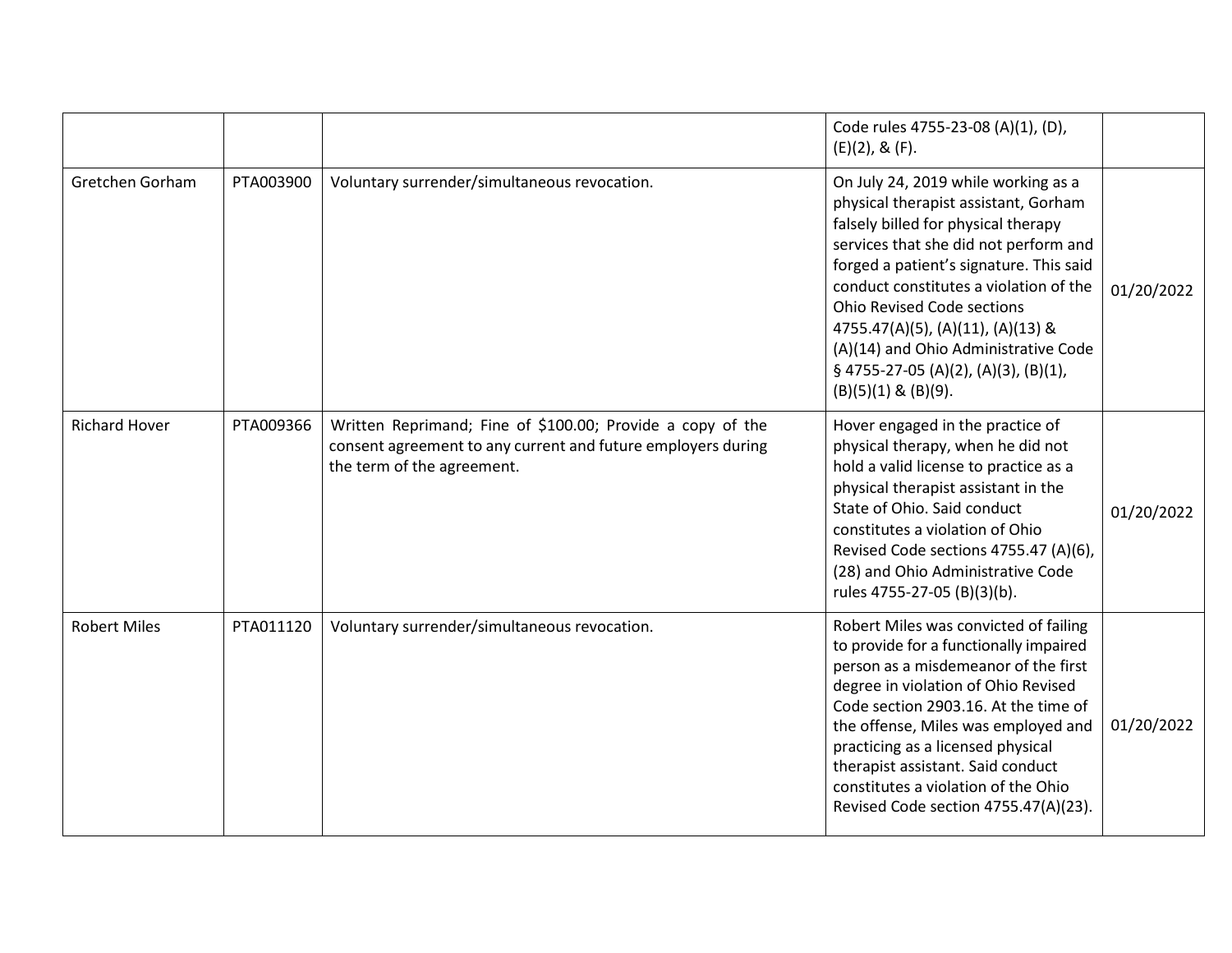| | | | | |
|---|---|---|---|---|
| | | | Code rules 4755-23-08 (A)(1), (D), (E)(2), & (F). | |
| Gretchen Gorham | PTA003900 | Voluntary surrender/simultaneous revocation. | On July 24, 2019 while working as a physical therapist assistant, Gorham falsely billed for physical therapy services that she did not perform and forged a patient's signature. This said conduct constitutes a violation of the Ohio Revised Code sections 4755.47(A)(5), (A)(11), (A)(13) & (A)(14) and Ohio Administrative Code § 4755-27-05 (A)(2), (A)(3), (B)(1), (B)(5)(1) & (B)(9). | 01/20/2022 |
| Richard Hover | PTA009366 | Written Reprimand; Fine of $100.00; Provide a copy of the consent agreement to any current and future employers during the term of the agreement. | Hover engaged in the practice of physical therapy, when he did not hold a valid license to practice as a physical therapist assistant in the State of Ohio. Said conduct constitutes a violation of Ohio Revised Code sections 4755.47 (A)(6), (28) and Ohio Administrative Code rules 4755-27-05 (B)(3)(b). | 01/20/2022 |
| Robert Miles | PTA011120 | Voluntary surrender/simultaneous revocation. | Robert Miles was convicted of failing to provide for a functionally impaired person as a misdemeanor of the first degree in violation of Ohio Revised Code section 2903.16. At the time of the offense, Miles was employed and practicing as a licensed physical therapist assistant. Said conduct constitutes a violation of the Ohio Revised Code section 4755.47(A)(23). | 01/20/2022 |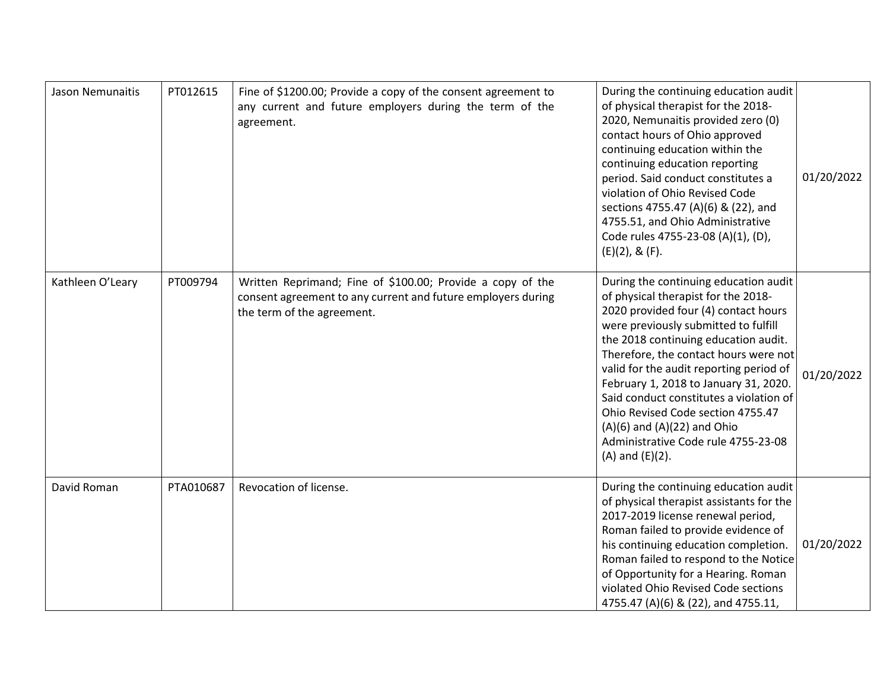| | | | | |
|---|---|---|---|---|
| Jason Nemunaitis | PT012615 | Fine of $1200.00; Provide a copy of the consent agreement to any current and future employers during the term of the agreement. | During the continuing education audit of physical therapist for the 2018-2020, Nemunaitis provided zero (0) contact hours of Ohio approved continuing education within the continuing education reporting period. Said conduct constitutes a violation of Ohio Revised Code sections 4755.47 (A)(6) & (22), and 4755.51, and Ohio Administrative Code rules 4755-23-08 (A)(1), (D), (E)(2), & (F). | 01/20/2022 |
| Kathleen O'Leary | PT009794 | Written Reprimand; Fine of $100.00; Provide a copy of the consent agreement to any current and future employers during the term of the agreement. | During the continuing education audit of physical therapist for the 2018-2020 provided four (4) contact hours were previously submitted to fulfill the 2018 continuing education audit. Therefore, the contact hours were not valid for the audit reporting period of February 1, 2018 to January 31, 2020. Said conduct constitutes a violation of Ohio Revised Code section 4755.47 (A)(6) and (A)(22) and Ohio Administrative Code rule 4755-23-08 (A) and (E)(2). | 01/20/2022 |
| David Roman | PTA010687 | Revocation of license. | During the continuing education audit of physical therapist assistants for the 2017-2019 license renewal period, Roman failed to provide evidence of his continuing education completion. Roman failed to respond to the Notice of Opportunity for a Hearing. Roman violated Ohio Revised Code sections 4755.47 (A)(6) & (22), and 4755.11, | 01/20/2022 |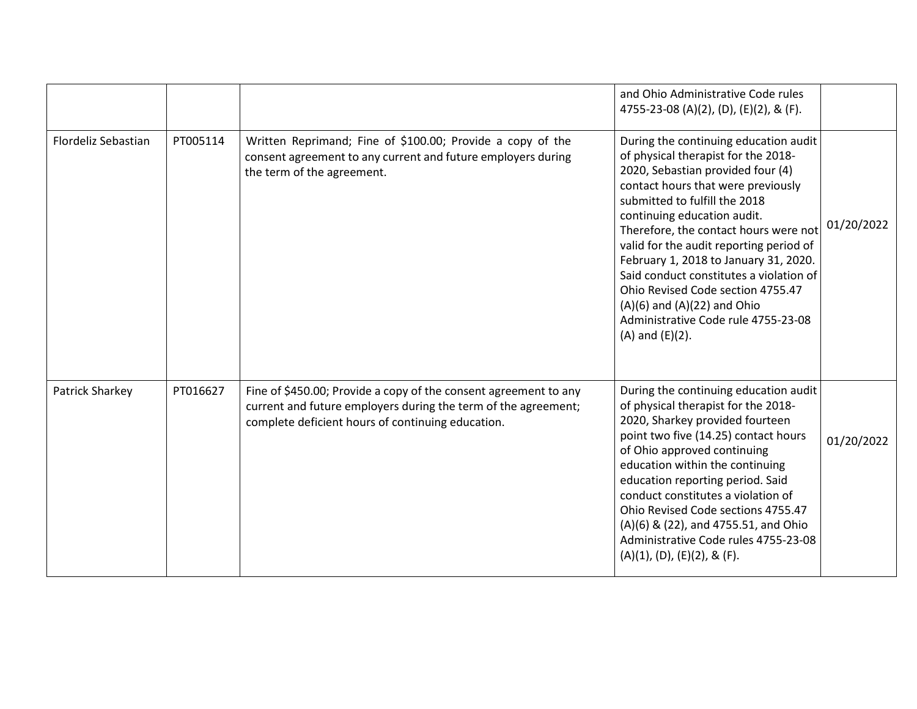| | | | | |
|---|---|---|---|---|
| | | | and Ohio Administrative Code rules 4755-23-08 (A)(2), (D), (E)(2), & (F). | |
| Flordeliz Sebastian | PT005114 | Written Reprimand; Fine of $100.00; Provide a copy of the consent agreement to any current and future employers during the term of the agreement. | During the continuing education audit of physical therapist for the 2018-2020, Sebastian provided four (4) contact hours that were previously submitted to fulfill the 2018 continuing education audit. Therefore, the contact hours were not valid for the audit reporting period of February 1, 2018 to January 31, 2020. Said conduct constitutes a violation of Ohio Revised Code section 4755.47 (A)(6) and (A)(22) and Ohio Administrative Code rule 4755-23-08 (A) and (E)(2). | 01/20/2022 |
| Patrick Sharkey | PT016627 | Fine of $450.00; Provide a copy of the consent agreement to any current and future employers during the term of the agreement; complete deficient hours of continuing education. | During the continuing education audit of physical therapist for the 2018-2020, Sharkey provided fourteen point two five (14.25) contact hours of Ohio approved continuing education within the continuing education reporting period. Said conduct constitutes a violation of Ohio Revised Code sections 4755.47 (A)(6) & (22), and 4755.51, and Ohio Administrative Code rules 4755-23-08 (A)(1), (D), (E)(2), & (F). | 01/20/2022 |